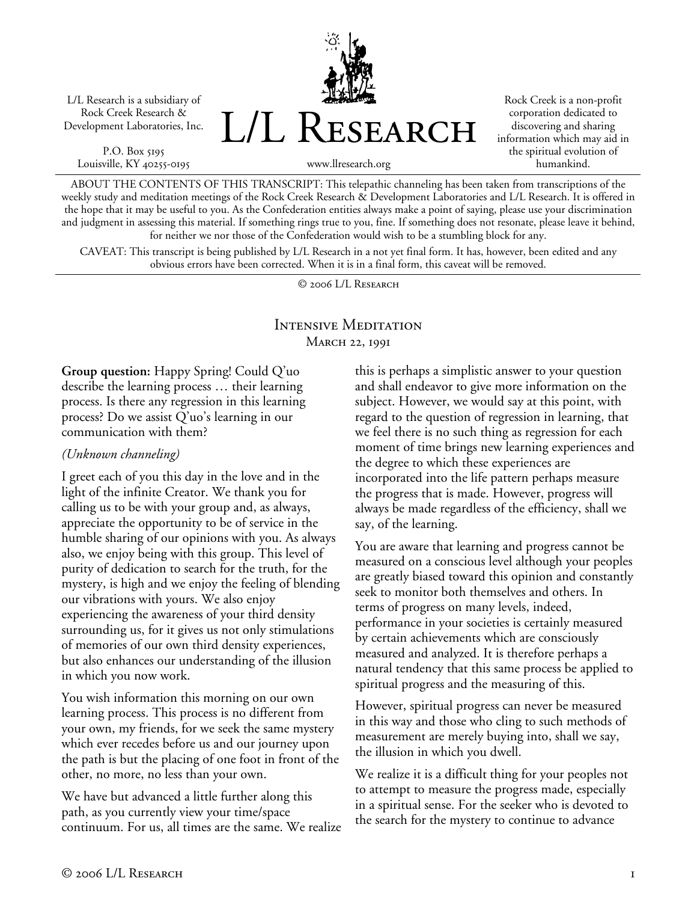L/L Research is a subsidiary of Rock Creek Research & Development Laboratories, Inc.

P.O. Box 5195
Louisville, KY 40255-0195

# L/L Research

www.llresearch.org

Rock Creek is a non-profit corporation dedicated to discovering and sharing information which may aid in the spiritual evolution of humankind.

ABOUT THE CONTENTS OF THIS TRANSCRIPT: This telepathic channeling has been taken from transcriptions of the weekly study and meditation meetings of the Rock Creek Research & Development Laboratories and L/L Research. It is offered in the hope that it may be useful to you. As the Confederation entities always make a point of saying, please use your discrimination and judgment in assessing this material. If something rings true to you, fine. If something does not resonate, please leave it behind, for neither we nor those of the Confederation would wish to be a stumbling block for any.

CAVEAT: This transcript is being published by L/L Research in a not yet final form. It has, however, been edited and any obvious errors have been corrected. When it is in a final form, this caveat will be removed.

© 2006 L/L Research

## Intensive Meditation
### March 22, 1991

**Group question:** Happy Spring! Could Q'uo describe the learning process … their learning process. Is there any regression in this learning process? Do we assist Q'uo's learning in our communication with them?

*(Unknown channeling)*

I greet each of you this day in the love and in the light of the infinite Creator. We thank you for calling us to be with your group and, as always, appreciate the opportunity to be of service in the humble sharing of our opinions with you. As always also, we enjoy being with this group. This level of purity of dedication to search for the truth, for the mystery, is high and we enjoy the feeling of blending our vibrations with yours. We also enjoy experiencing the awareness of your third density surrounding us, for it gives us not only stimulations of memories of our own third density experiences, but also enhances our understanding of the illusion in which you now work.

You wish information this morning on our own learning process. This process is no different from your own, my friends, for we seek the same mystery which ever recedes before us and our journey upon the path is but the placing of one foot in front of the other, no more, no less than your own.

We have but advanced a little further along this path, as you currently view your time/space continuum. For us, all times are the same. We realize this is perhaps a simplistic answer to your question and shall endeavor to give more information on the subject. However, we would say at this point, with regard to the question of regression in learning, that we feel there is no such thing as regression for each moment of time brings new learning experiences and the degree to which these experiences are incorporated into the life pattern perhaps measure the progress that is made. However, progress will always be made regardless of the efficiency, shall we say, of the learning.

You are aware that learning and progress cannot be measured on a conscious level although your peoples are greatly biased toward this opinion and constantly seek to monitor both themselves and others. In terms of progress on many levels, indeed, performance in your societies is certainly measured by certain achievements which are consciously measured and analyzed. It is therefore perhaps a natural tendency that this same process be applied to spiritual progress and the measuring of this.

However, spiritual progress can never be measured in this way and those who cling to such methods of measurement are merely buying into, shall we say, the illusion in which you dwell.

We realize it is a difficult thing for your peoples not to attempt to measure the progress made, especially in a spiritual sense. For the seeker who is devoted to the search for the mystery to continue to advance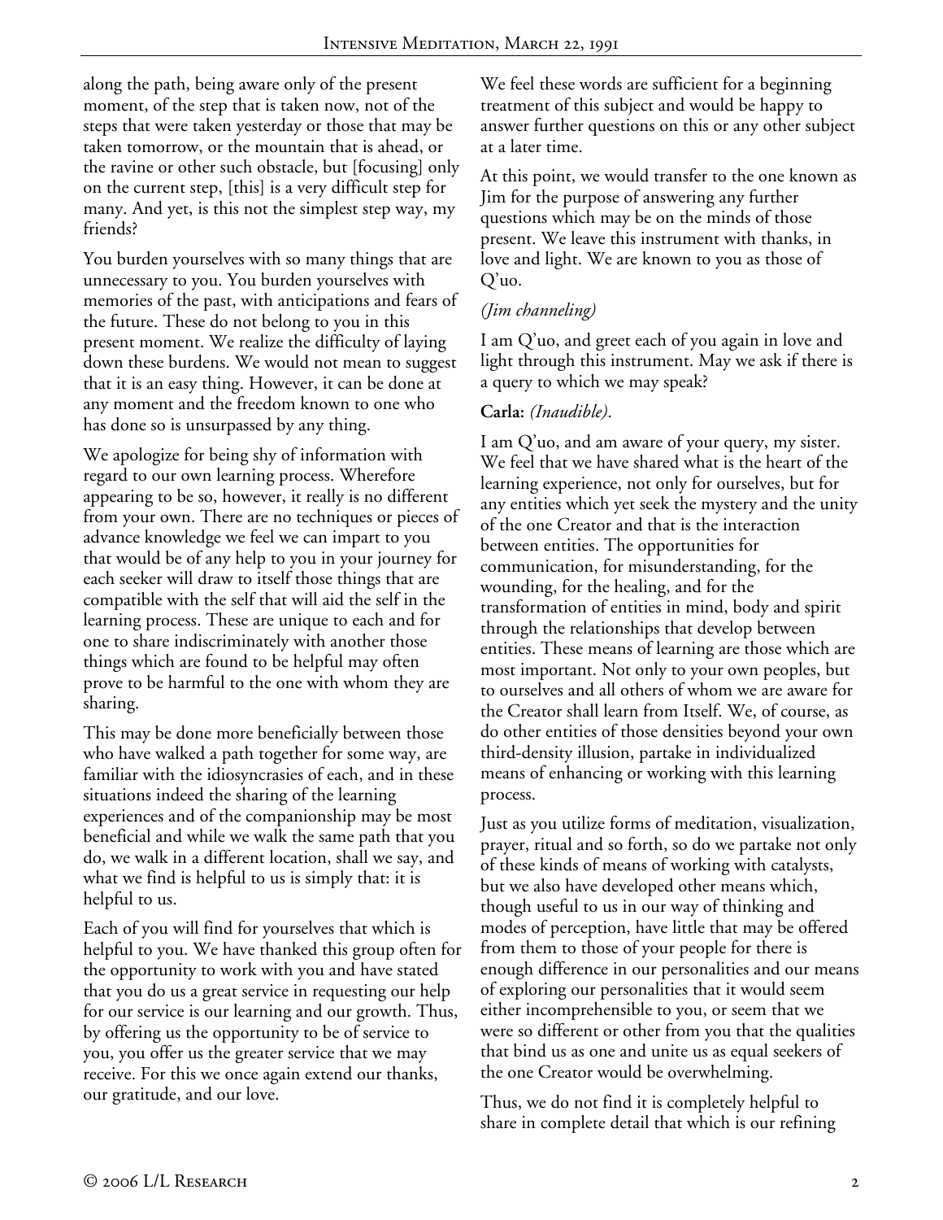along the path, being aware only of the present moment, of the step that is taken now, not of the steps that were taken yesterday or those that may be taken tomorrow, or the mountain that is ahead, or the ravine or other such obstacle, but [focusing] only on the current step, [this] is a very difficult step for many. And yet, is this not the simplest step way, my friends?

You burden yourselves with so many things that are unnecessary to you. You burden yourselves with memories of the past, with anticipations and fears of the future. These do not belong to you in this present moment. We realize the difficulty of laying down these burdens. We would not mean to suggest that it is an easy thing. However, it can be done at any moment and the freedom known to one who has done so is unsurpassed by any thing.

We apologize for being shy of information with regard to our own learning process. Wherefore appearing to be so, however, it really is no different from your own. There are no techniques or pieces of advance knowledge we feel we can impart to you that would be of any help to you in your journey for each seeker will draw to itself those things that are compatible with the self that will aid the self in the learning process. These are unique to each and for one to share indiscriminately with another those things which are found to be helpful may often prove to be harmful to the one with whom they are sharing.

This may be done more beneficially between those who have walked a path together for some way, are familiar with the idiosyncrasies of each, and in these situations indeed the sharing of the learning experiences and of the companionship may be most beneficial and while we walk the same path that you do, we walk in a different location, shall we say, and what we find is helpful to us is simply that: it is helpful to us.

Each of you will find for yourselves that which is helpful to you. We have thanked this group often for the opportunity to work with you and have stated that you do us a great service in requesting our help for our service is our learning and our growth. Thus, by offering us the opportunity to be of service to you, you offer us the greater service that we may receive. For this we once again extend our thanks, our gratitude, and our love.

We feel these words are sufficient for a beginning treatment of this subject and would be happy to answer further questions on this or any other subject at a later time.

At this point, we would transfer to the one known as Jim for the purpose of answering any further questions which may be on the minds of those present. We leave this instrument with thanks, in love and light. We are known to you as those of Q'uo.

*(Jim channeling)*

I am Q'uo, and greet each of you again in love and light through this instrument. May we ask if there is a query to which we may speak?

**Carla:** *(Inaudible).*

I am Q'uo, and am aware of your query, my sister. We feel that we have shared what is the heart of the learning experience, not only for ourselves, but for any entities which yet seek the mystery and the unity of the one Creator and that is the interaction between entities. The opportunities for communication, for misunderstanding, for the wounding, for the healing, and for the transformation of entities in mind, body and spirit through the relationships that develop between entities. These means of learning are those which are most important. Not only to your own peoples, but to ourselves and all others of whom we are aware for the Creator shall learn from Itself. We, of course, as do other entities of those densities beyond your own third-density illusion, partake in individualized means of enhancing or working with this learning process.

Just as you utilize forms of meditation, visualization, prayer, ritual and so forth, so do we partake not only of these kinds of means of working with catalysts, but we also have developed other means which, though useful to us in our way of thinking and modes of perception, have little that may be offered from them to those of your people for there is enough difference in our personalities and our means of exploring our personalities that it would seem either incomprehensible to you, or seem that we were so different or other from you that the qualities that bind us as one and unite us as equal seekers of the one Creator would be overwhelming.

Thus, we do not find it is completely helpful to share in complete detail that which is our refining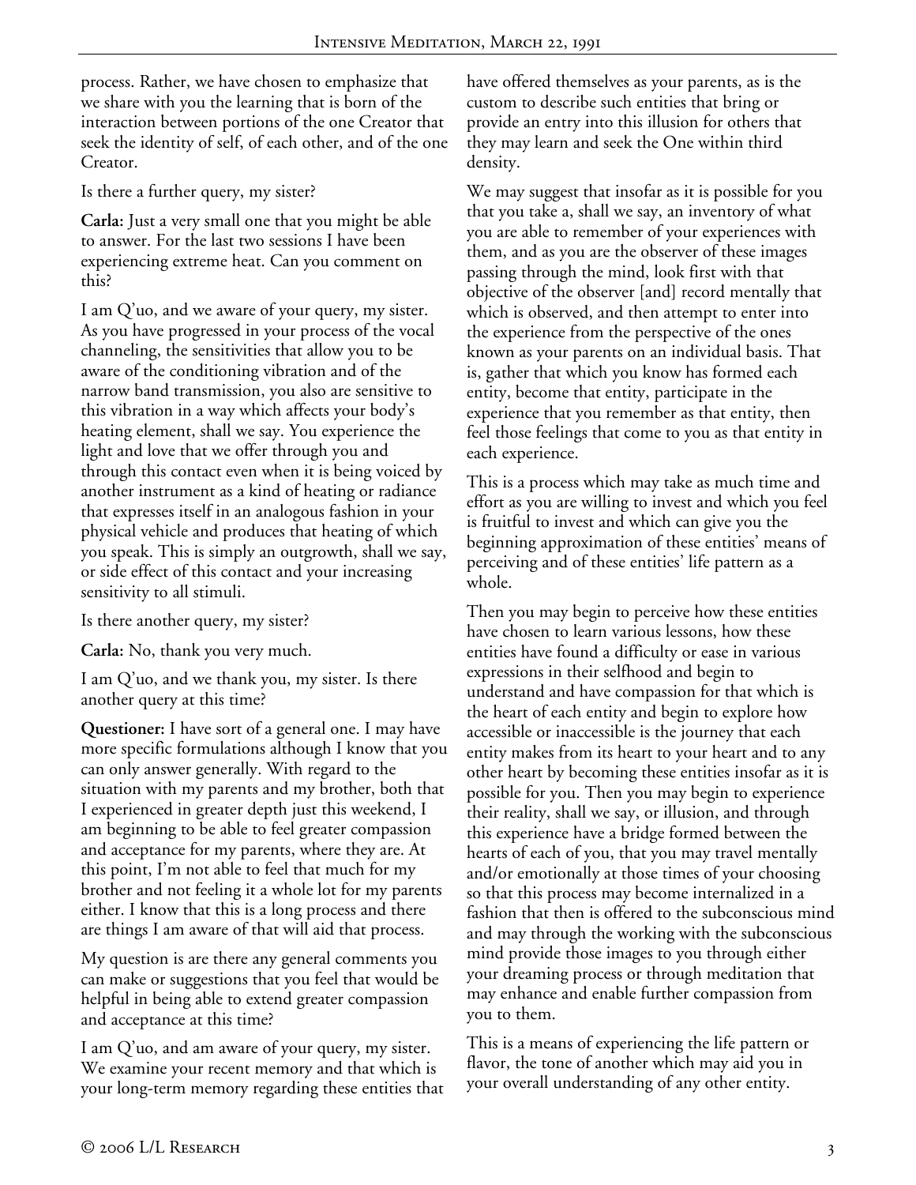process. Rather, we have chosen to emphasize that we share with you the learning that is born of the interaction between portions of the one Creator that seek the identity of self, of each other, and of the one Creator.

Is there a further query, my sister?

**Carla:** Just a very small one that you might be able to answer. For the last two sessions I have been experiencing extreme heat. Can you comment on this?

I am Q'uo, and we aware of your query, my sister. As you have progressed in your process of the vocal channeling, the sensitivities that allow you to be aware of the conditioning vibration and of the narrow band transmission, you also are sensitive to this vibration in a way which affects your body's heating element, shall we say. You experience the light and love that we offer through you and through this contact even when it is being voiced by another instrument as a kind of heating or radiance that expresses itself in an analogous fashion in your physical vehicle and produces that heating of which you speak. This is simply an outgrowth, shall we say, or side effect of this contact and your increasing sensitivity to all stimuli.

Is there another query, my sister?

**Carla:** No, thank you very much.

I am Q'uo, and we thank you, my sister. Is there another query at this time?

**Questioner:** I have sort of a general one. I may have more specific formulations although I know that you can only answer generally. With regard to the situation with my parents and my brother, both that I experienced in greater depth just this weekend, I am beginning to be able to feel greater compassion and acceptance for my parents, where they are. At this point, I'm not able to feel that much for my brother and not feeling it a whole lot for my parents either. I know that this is a long process and there are things I am aware of that will aid that process.

My question is are there any general comments you can make or suggestions that you feel that would be helpful in being able to extend greater compassion and acceptance at this time?

I am Q'uo, and am aware of your query, my sister. We examine your recent memory and that which is your long-term memory regarding these entities that have offered themselves as your parents, as is the custom to describe such entities that bring or provide an entry into this illusion for others that they may learn and seek the One within third density.

We may suggest that insofar as it is possible for you that you take a, shall we say, an inventory of what you are able to remember of your experiences with them, and as you are the observer of these images passing through the mind, look first with that objective of the observer [and] record mentally that which is observed, and then attempt to enter into the experience from the perspective of the ones known as your parents on an individual basis. That is, gather that which you know has formed each entity, become that entity, participate in the experience that you remember as that entity, then feel those feelings that come to you as that entity in each experience.

This is a process which may take as much time and effort as you are willing to invest and which you feel is fruitful to invest and which can give you the beginning approximation of these entities' means of perceiving and of these entities' life pattern as a whole.

Then you may begin to perceive how these entities have chosen to learn various lessons, how these entities have found a difficulty or ease in various expressions in their selfhood and begin to understand and have compassion for that which is the heart of each entity and begin to explore how accessible or inaccessible is the journey that each entity makes from its heart to your heart and to any other heart by becoming these entities insofar as it is possible for you. Then you may begin to experience their reality, shall we say, or illusion, and through this experience have a bridge formed between the hearts of each of you, that you may travel mentally and/or emotionally at those times of your choosing so that this process may become internalized in a fashion that then is offered to the subconscious mind and may through the working with the subconscious mind provide those images to you through either your dreaming process or through meditation that may enhance and enable further compassion from you to them.

This is a means of experiencing the life pattern or flavor, the tone of another which may aid you in your overall understanding of any other entity.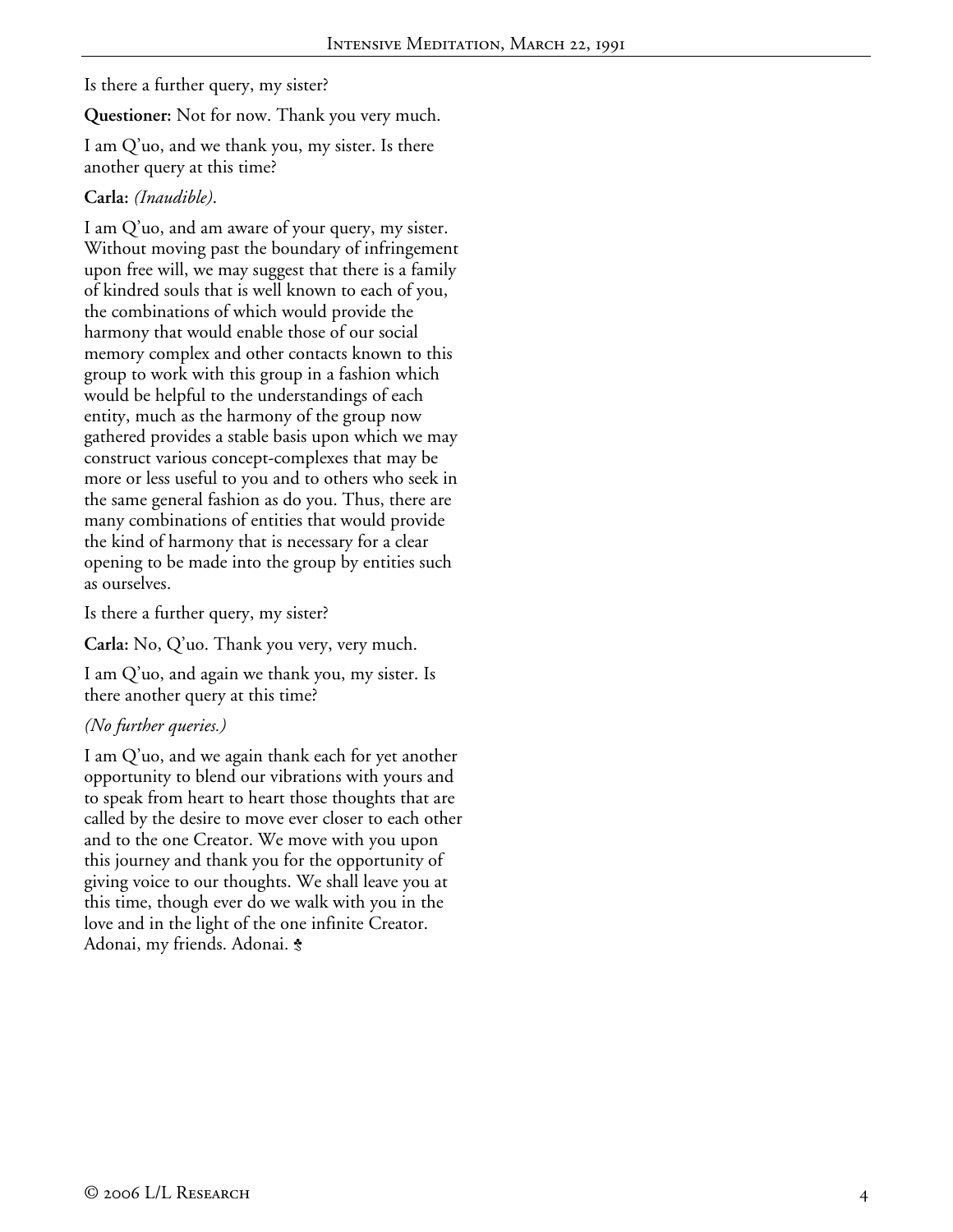Is there a further query, my sister?

**Questioner:** Not for now. Thank you very much.

I am Q'uo, and we thank you, my sister. Is there another query at this time?

**Carla:** *(Inaudible).*

I am Q'uo, and am aware of your query, my sister. Without moving past the boundary of infringement upon free will, we may suggest that there is a family of kindred souls that is well known to each of you, the combinations of which would provide the harmony that would enable those of our social memory complex and other contacts known to this group to work with this group in a fashion which would be helpful to the understandings of each entity, much as the harmony of the group now gathered provides a stable basis upon which we may construct various concept-complexes that may be more or less useful to you and to others who seek in the same general fashion as do you. Thus, there are many combinations of entities that would provide the kind of harmony that is necessary for a clear opening to be made into the group by entities such as ourselves.

Is there a further query, my sister?

**Carla:** No, Q'uo. Thank you very, very much.

I am Q'uo, and again we thank you, my sister. Is there another query at this time?

*(No further queries.)*

I am Q'uo, and we again thank each for yet another opportunity to blend our vibrations with yours and to speak from heart to heart those thoughts that are called by the desire to move ever closer to each other and to the one Creator. We move with you upon this journey and thank you for the opportunity of giving voice to our thoughts. We shall leave you at this time, though ever do we walk with you in the love and in the light of the one infinite Creator. Adonai, my friends. Adonai.

© 2006 L/L Research